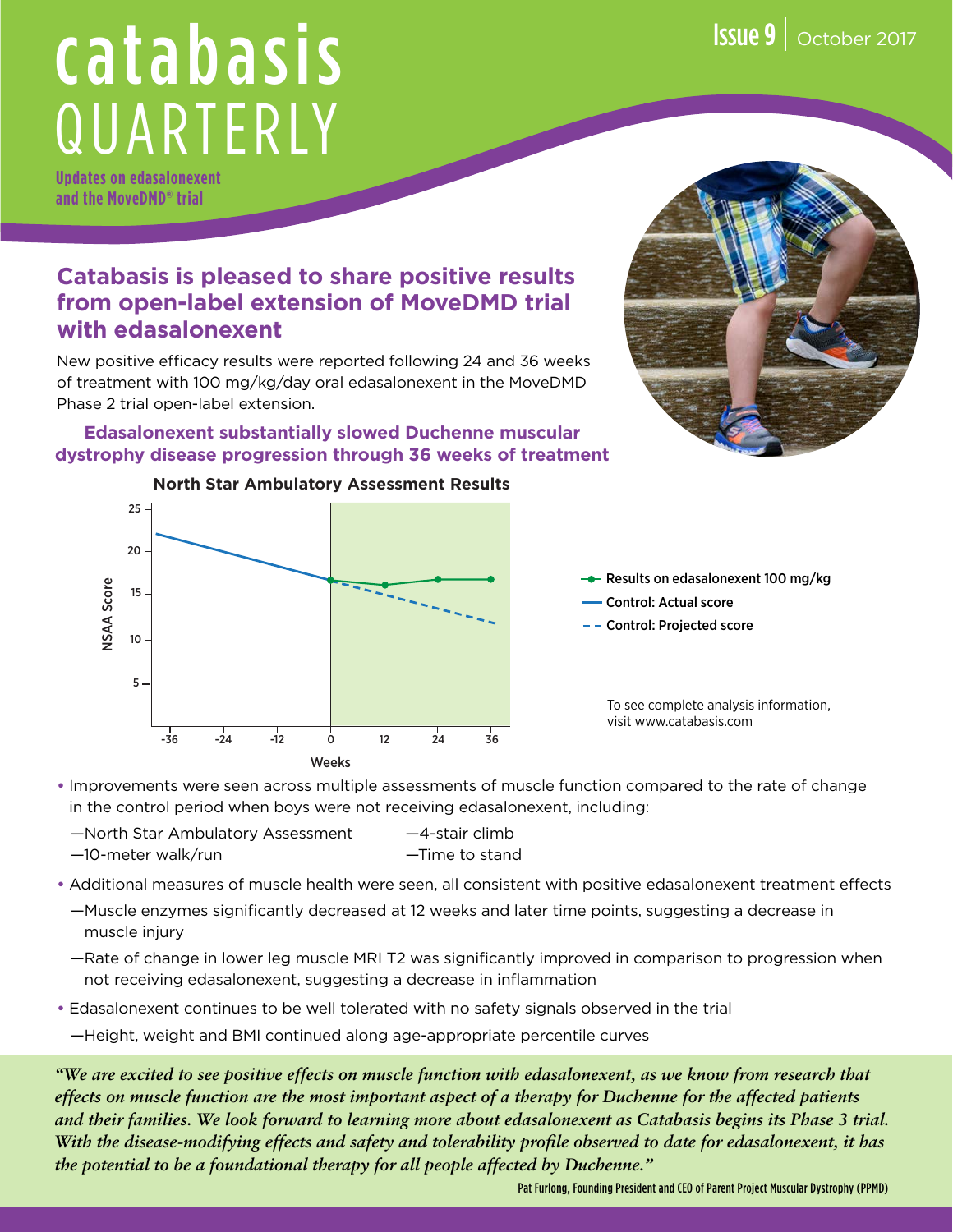# catabasis QUARTERLY

Issue 9 | October 2017

**Updates on edasalonexent and the MoveDMD® trial**

## Catabasis is pleased to share positive results from open-label extension of MoveDMD trial with edasalonexent

New positive efficacy results were reported following 24 and 36 weeks of treatment with 100 mg/kg/day oral edasalonexent in the MoveDMD Phase 2 trial open-label extension.

### Edasalonexent substantially slowed Duchenne muscular dystrophy disease progression through 36 weeks of treatment

**North Star Ambulatory Assessment Results**

- Results on edasalonexent 100 mg/kg
- Control: Actual score
- Control: Projected score

To see complete analysis information, visit www.catabasis.com

- Improvements were seen across multiple assessments of muscle function compared to the rate of change in the control period when boys were not receiving edasalonexent, including:
  - —North Star Ambulatory Assessment
  - —10-meter walk/run
  - —4-stair climb
  - —Time to stand
- Additional measures of muscle health were seen, all consistent with positive edasalonexent treatment effects
  - —Muscle enzymes significantly decreased at 12 weeks and later time points, suggesting a decrease in muscle injury
  - —Rate of change in lower leg muscle MRI T2 was significantly improved in comparison to progression when not receiving edasalonexent, suggesting a decrease in inflammation
- Edasalonexent continues to be well tolerated with no safety signals observed in the trial
  - —Height, weight and BMI continued along age-appropriate percentile curves

*"We are excited to see positive effects on muscle function with edasalonexent, as we know from research that effects on muscle function are the most important aspect of a therapy for Duchenne for the affected patients and their families. We look forward to learning more about edasalonexent as Catabasis begins its Phase 3 trial. With the disease-modifying effects and safety and tolerability profile observed to date for edasalonexent, it has the potential to be a foundational therapy for all people affected by Duchenne."*

Pat Furlong, Founding President and CEO of Parent Project Muscular Dystrophy (PPMD)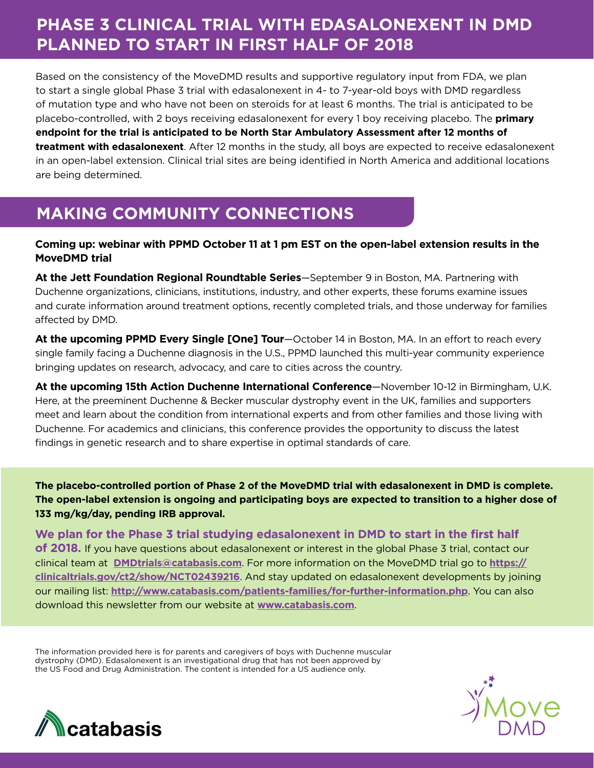# PHASE 3 CLINICAL TRIAL WITH EDASALONEXENT IN DMD PLANNED TO START IN FIRST HALF OF 2018

Based on the consistency of the MoveDMD results and supportive regulatory input from FDA, we plan to start a single global Phase 3 trial with edasalonexent in 4- to 7-year-old boys with DMD regardless of mutation type and who have not been on steroids for at least 6 months. The trial is anticipated to be placebo-controlled, with 2 boys receiving edasalonexent for every 1 boy receiving placebo. The **primary endpoint for the trial is anticipated to be North Star Ambulatory Assessment after 12 months of treatment with edasalonexent**. After 12 months in the study, all boys are expected to receive edasalonexent in an open-label extension. Clinical trial sites are being identified in North America and additional locations are being determined.

# MAKING COMMUNITY CONNECTIONS

**Coming up: webinar with PPMD October 11 at 1 pm EST on the open-label extension results in the MoveDMD trial**

**At the Jett Foundation Regional Roundtable Series**—September 9 in Boston, MA. Partnering with Duchenne organizations, clinicians, institutions, industry, and other experts, these forums examine issues and curate information around treatment options, recently completed trials, and those underway for families affected by DMD.

**At the upcoming PPMD Every Single [One] Tour**—October 14 in Boston, MA. In an effort to reach every single family facing a Duchenne diagnosis in the U.S., PPMD launched this multi-year community experience bringing updates on research, advocacy, and care to cities across the country.

**At the upcoming 15th Action Duchenne International Conference**—November 10-12 in Birmingham, U.K. Here, at the preeminent Duchenne & Becker muscular dystrophy event in the UK, families and supporters meet and learn about the condition from international experts and from other families and those living with Duchenne. For academics and clinicians, this conference provides the opportunity to discuss the latest findings in genetic research and to share expertise in optimal standards of care.

**The placebo-controlled portion of Phase 2 of the MoveDMD trial with edasalonexent in DMD is complete. The open-label extension is ongoing and participating boys are expected to transition to a higher dose of 133 mg/kg/day, pending IRB approval.**

**We plan for the Phase 3 trial studying edasalonexent in DMD to start in the first half of 2018.** If you have questions about edasalonexent or interest in the global Phase 3 trial, contact our clinical team at **DMDtrials@catabasis.com**. For more information on the MoveDMD trial go to **https://clinicaltrials.gov/ct2/show/NCT02439216**. And stay updated on edasalonexent developments by joining our mailing list: **http://www.catabasis.com/patients-families/for-further-information.php**. You can also download this newsletter from our website at **www.catabasis.com**.

The information provided here is for parents and caregivers of boys with Duchenne muscular dystrophy (DMD). Edasalonexent is an investigational drug that has not been approved by the US Food and Drug Administration. The content is intended for a US audience only.

catabasis

MoveDMD